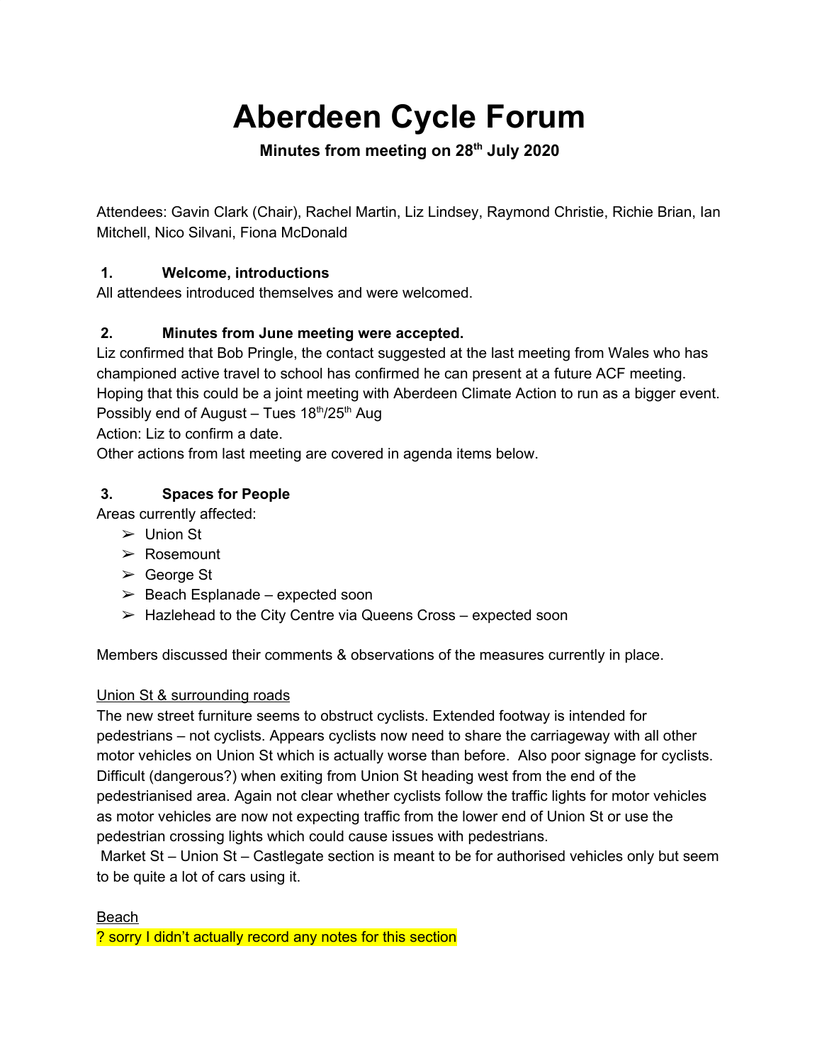# Aberdeen Cycle Forum

**Minutes from meeting on 28th July 2020**

Attendees: Gavin Clark (Chair), Rachel Martin, Liz Lindsey, Raymond Christie, Richie Brian, Ian Mitchell, Nico Silvani, Fiona McDonald

## 1. Welcome, introductions

All attendees introduced themselves and were welcomed.

## 2. Minutes from June meeting were accepted.

Liz confirmed that Bob Pringle, the contact suggested at the last meeting from Wales who has championed active travel to school has confirmed he can present at a future ACF meeting. Hoping that this could be a joint meeting with Aberdeen Climate Action to run as a bigger event. Possibly end of August – Tues 18th/25th Aug

Action: Liz to confirm a date.

Other actions from last meeting are covered in agenda items below.

## 3. Spaces for People

Areas currently affected:

- Union St
- Rosemount
- George St
- Beach Esplanade – expected soon
- Hazlehead to the City Centre via Queens Cross – expected soon

Members discussed their comments & observations of the measures currently in place.

Union St & surrounding roads

The new street furniture seems to obstruct cyclists. Extended footway is intended for pedestrians – not cyclists. Appears cyclists now need to share the carriageway with all other motor vehicles on Union St which is actually worse than before. Also poor signage for cyclists. Difficult (dangerous?) when exiting from Union St heading west from the end of the pedestrianised area. Again not clear whether cyclists follow the traffic lights for motor vehicles as motor vehicles are now not expecting traffic from the lower end of Union St or use the pedestrian crossing lights which could cause issues with pedestrians.

Market St – Union St – Castlegate section is meant to be for authorised vehicles only but seem to be quite a lot of cars using it.

Beach

? sorry I didn't actually record any notes for this section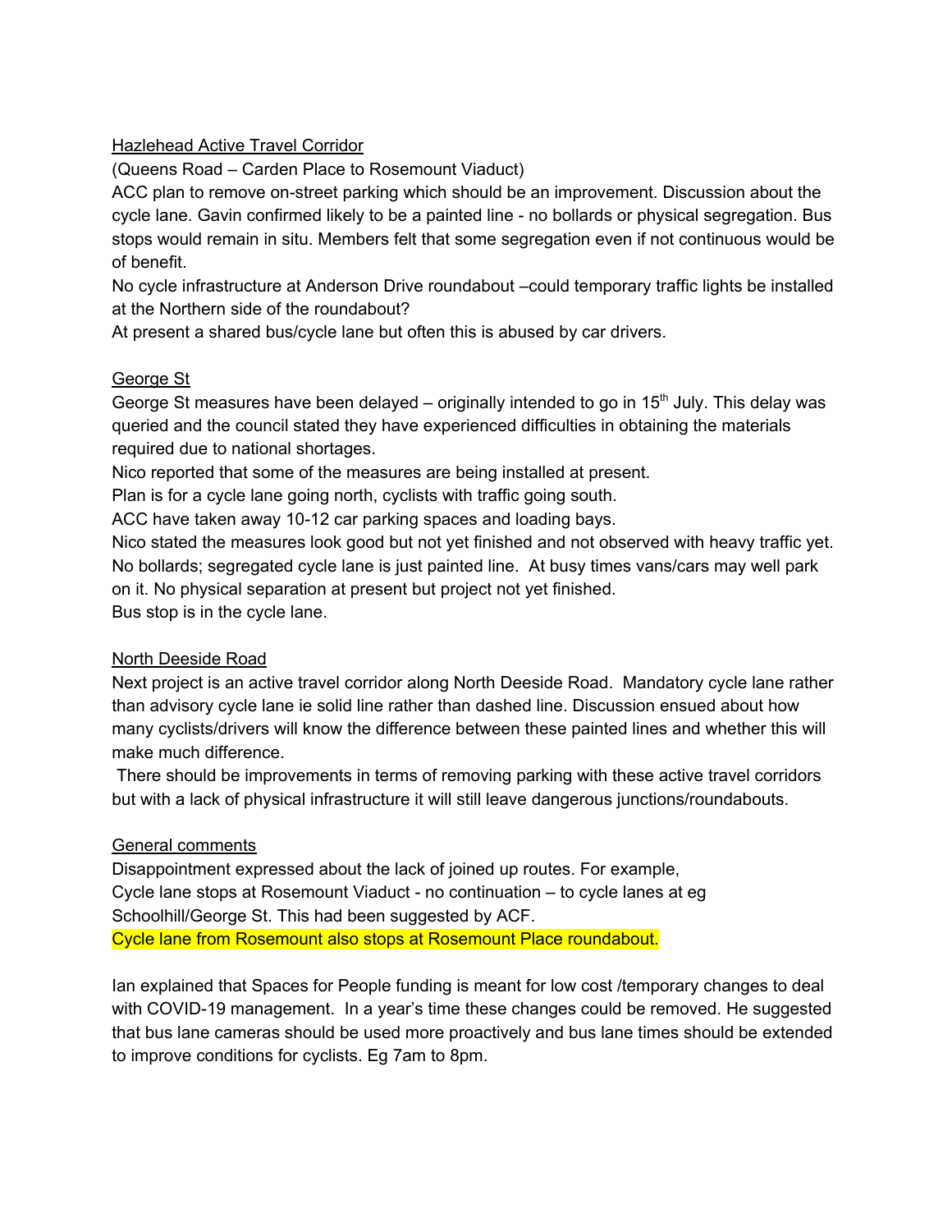Hazlehead Active Travel Corridor

(Queens Road – Carden Place to Rosemount Viaduct)

ACC plan to remove on-street parking which should be an improvement. Discussion about the cycle lane. Gavin confirmed likely to be a painted line - no bollards or physical segregation. Bus stops would remain in situ. Members felt that some segregation even if not continuous would be of benefit.

No cycle infrastructure at Anderson Drive roundabout –could temporary traffic lights be installed at the Northern side of the roundabout?

At present a shared bus/cycle lane but often this is abused by car drivers.

George St

George St measures have been delayed – originally intended to go in 15th July. This delay was queried and the council stated they have experienced difficulties in obtaining the materials required due to national shortages.

Nico reported that some of the measures are being installed at present.

Plan is for a cycle lane going north, cyclists with traffic going south.

ACC have taken away 10-12 car parking spaces and loading bays.

Nico stated the measures look good but not yet finished and not observed with heavy traffic yet. No bollards; segregated cycle lane is just painted line. At busy times vans/cars may well park on it. No physical separation at present but project not yet finished.

Bus stop is in the cycle lane.

North Deeside Road

Next project is an active travel corridor along North Deeside Road. Mandatory cycle lane rather than advisory cycle lane ie solid line rather than dashed line. Discussion ensued about how many cyclists/drivers will know the difference between these painted lines and whether this will make much difference.

There should be improvements in terms of removing parking with these active travel corridors but with a lack of physical infrastructure it will still leave dangerous junctions/roundabouts.

General comments

Disappointment expressed about the lack of joined up routes. For example,
Cycle lane stops at Rosemount Viaduct - no continuation – to cycle lanes at eg Schoolhill/George St. This had been suggested by ACF.
Cycle lane from Rosemount also stops at Rosemount Place roundabout.

Ian explained that Spaces for People funding is meant for low cost /temporary changes to deal with COVID-19 management. In a year's time these changes could be removed. He suggested that bus lane cameras should be used more proactively and bus lane times should be extended to improve conditions for cyclists. Eg 7am to 8pm.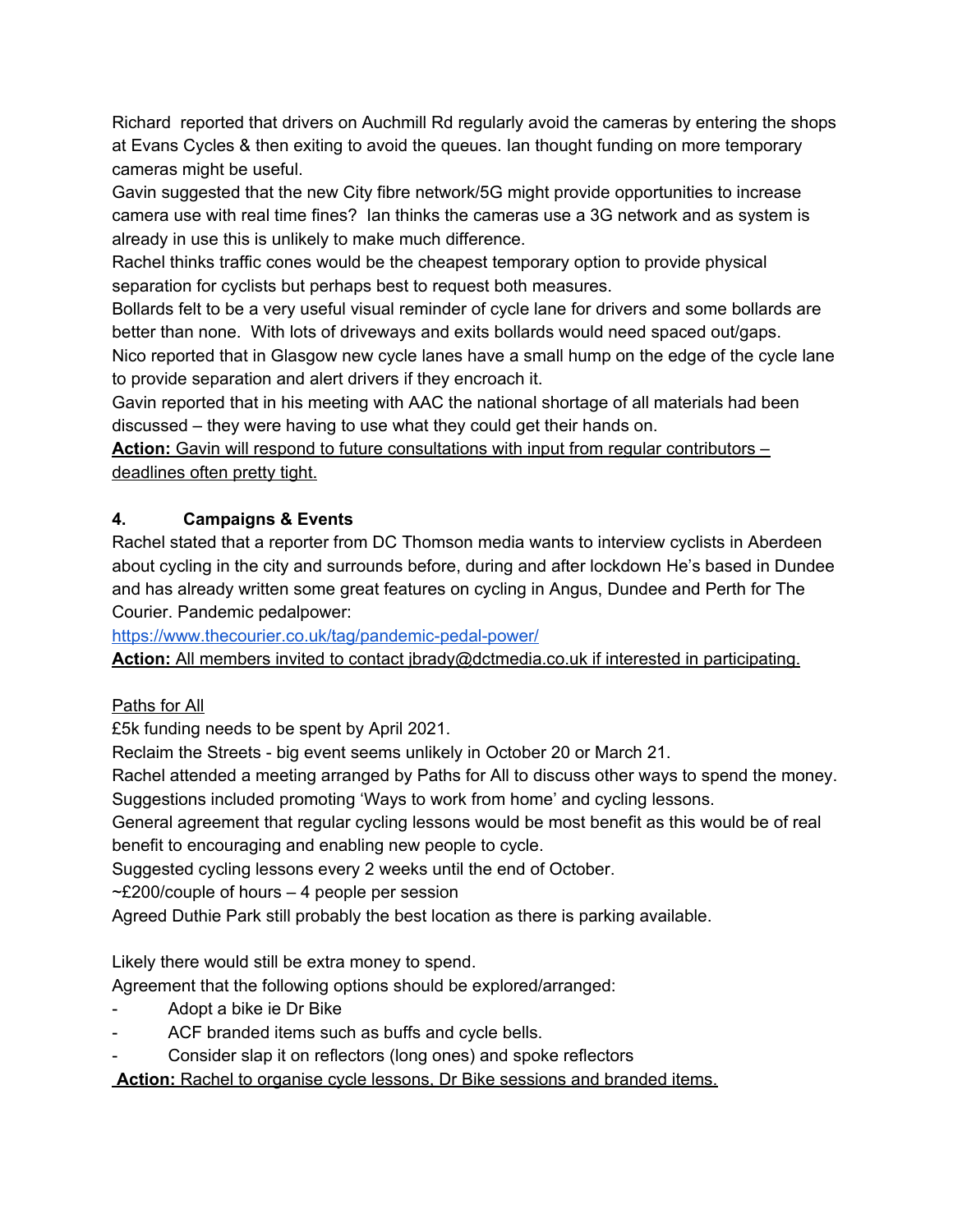Richard  reported that drivers on Auchmill Rd regularly avoid the cameras by entering the shops at Evans Cycles & then exiting to avoid the queues. Ian thought funding on more temporary cameras might be useful.

Gavin suggested that the new City fibre network/5G might provide opportunities to increase camera use with real time fines?  Ian thinks the cameras use a 3G network and as system is already in use this is unlikely to make much difference.

Rachel thinks traffic cones would be the cheapest temporary option to provide physical separation for cyclists but perhaps best to request both measures.

Bollards felt to be a very useful visual reminder of cycle lane for drivers and some bollards are better than none.  With lots of driveways and exits bollards would need spaced out/gaps.

Nico reported that in Glasgow new cycle lanes have a small hump on the edge of the cycle lane to provide separation and alert drivers if they encroach it.

Gavin reported that in his meeting with AAC the national shortage of all materials had been discussed – they were having to use what they could get their hands on.

<u>**Action:** Gavin will respond to future consultations with input from regular contributors – deadlines often pretty tight.</u>

**4. Campaigns & Events**

Rachel stated that a reporter from DC Thomson media wants to interview cyclists in Aberdeen about cycling in the city and surrounds before, during and after lockdown He's based in Dundee and has already written some great features on cycling in Angus, Dundee and Perth for The Courier. Pandemic pedalpower:

https://www.thecourier.co.uk/tag/pandemic-pedal-power/

<u>**Action:** All members invited to contact jbrady@dctmedia.co.uk if interested in participating.</u>

<u>Paths for All</u>

£5k funding needs to be spent by April 2021.

Reclaim the Streets - big event seems unlikely in October 20 or March 21.

Rachel attended a meeting arranged by Paths for All to discuss other ways to spend the money. Suggestions included promoting 'Ways to work from home' and cycling lessons.

General agreement that regular cycling lessons would be most benefit as this would be of real benefit to encouraging and enabling new people to cycle.

Suggested cycling lessons every 2 weeks until the end of October.

~£200/couple of hours – 4 people per session

Agreed Duthie Park still probably the best location as there is parking available.

Likely there would still be extra money to spend.

Agreement that the following options should be explored/arranged:

- Adopt a bike ie Dr Bike
- ACF branded items such as buffs and cycle bells.
- Consider slap it on reflectors (long ones) and spoke reflectors

<u>**Action:** Rachel to organise cycle lessons, Dr Bike sessions and branded items.</u>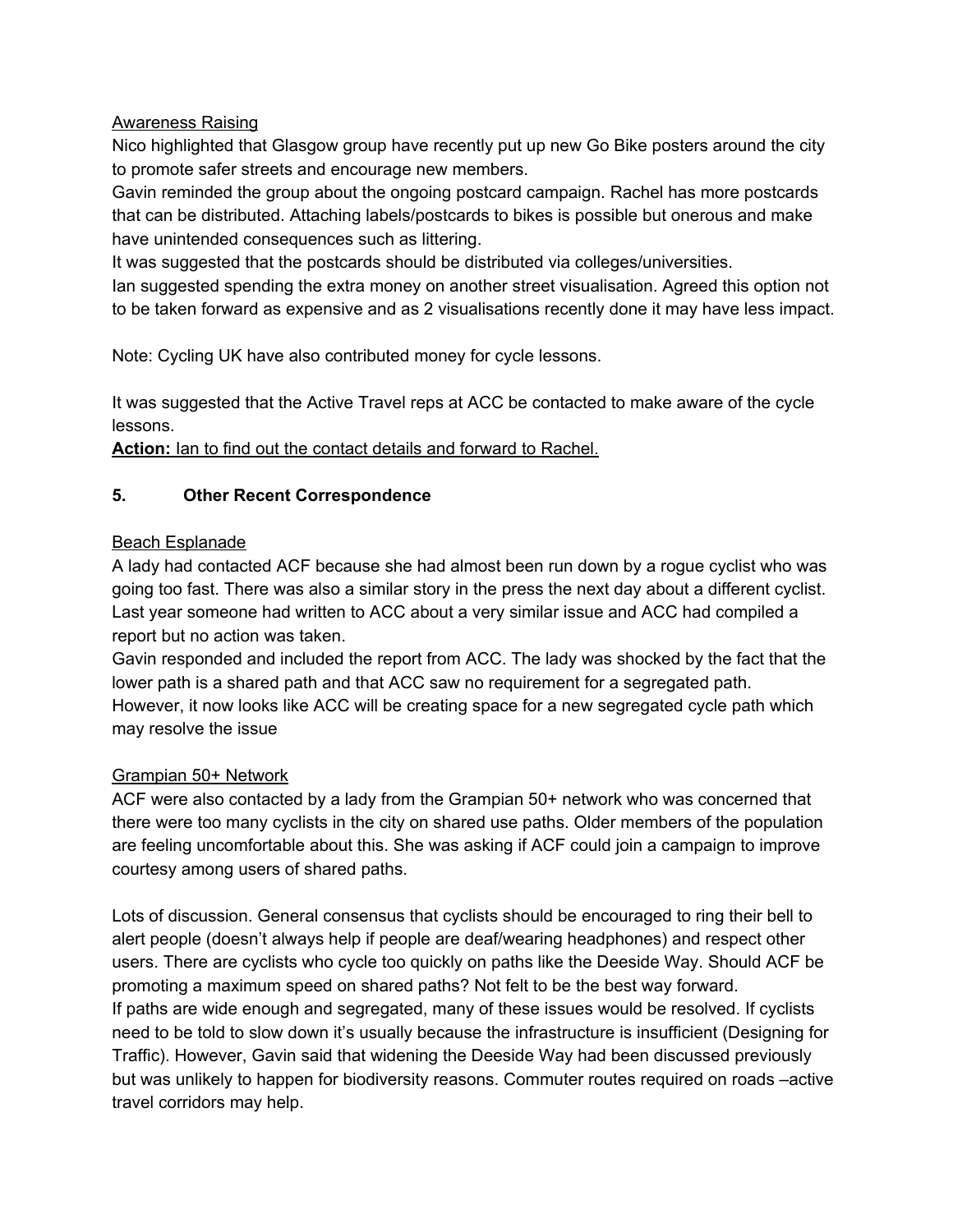Awareness Raising

Nico highlighted that Glasgow group have recently put up new Go Bike posters around the city to promote safer streets and encourage new members.

Gavin reminded the group about the ongoing postcard campaign. Rachel has more postcards that can be distributed. Attaching labels/postcards to bikes is possible but onerous and make have unintended consequences such as littering.

It was suggested that the postcards should be distributed via colleges/universities.

Ian suggested spending the extra money on another street visualisation. Agreed this option not to be taken forward as expensive and as 2 visualisations recently done it may have less impact.

Note: Cycling UK have also contributed money for cycle lessons.

It was suggested that the Active Travel reps at ACC be contacted to make aware of the cycle lessons.

**Action:** Ian to find out the contact details and forward to Rachel.

## 5. Other Recent Correspondence

Beach Esplanade

A lady had contacted ACF because she had almost been run down by a rogue cyclist who was going too fast. There was also a similar story in the press the next day about a different cyclist. Last year someone had written to ACC about a very similar issue and ACC had compiled a report but no action was taken.

Gavin responded and included the report from ACC. The lady was shocked by the fact that the lower path is a shared path and that ACC saw no requirement for a segregated path. However, it now looks like ACC will be creating space for a new segregated cycle path which may resolve the issue

Grampian 50+ Network

ACF were also contacted by a lady from the Grampian 50+ network who was concerned that there were too many cyclists in the city on shared use paths. Older members of the population are feeling uncomfortable about this. She was asking if ACF could join a campaign to improve courtesy among users of shared paths.

Lots of discussion. General consensus that cyclists should be encouraged to ring their bell to alert people (doesn't always help if people are deaf/wearing headphones) and respect other users. There are cyclists who cycle too quickly on paths like the Deeside Way. Should ACF be promoting a maximum speed on shared paths? Not felt to be the best way forward.

If paths are wide enough and segregated, many of these issues would be resolved. If cyclists need to be told to slow down it's usually because the infrastructure is insufficient (Designing for Traffic). However, Gavin said that widening the Deeside Way had been discussed previously but was unlikely to happen for biodiversity reasons. Commuter routes required on roads –active travel corridors may help.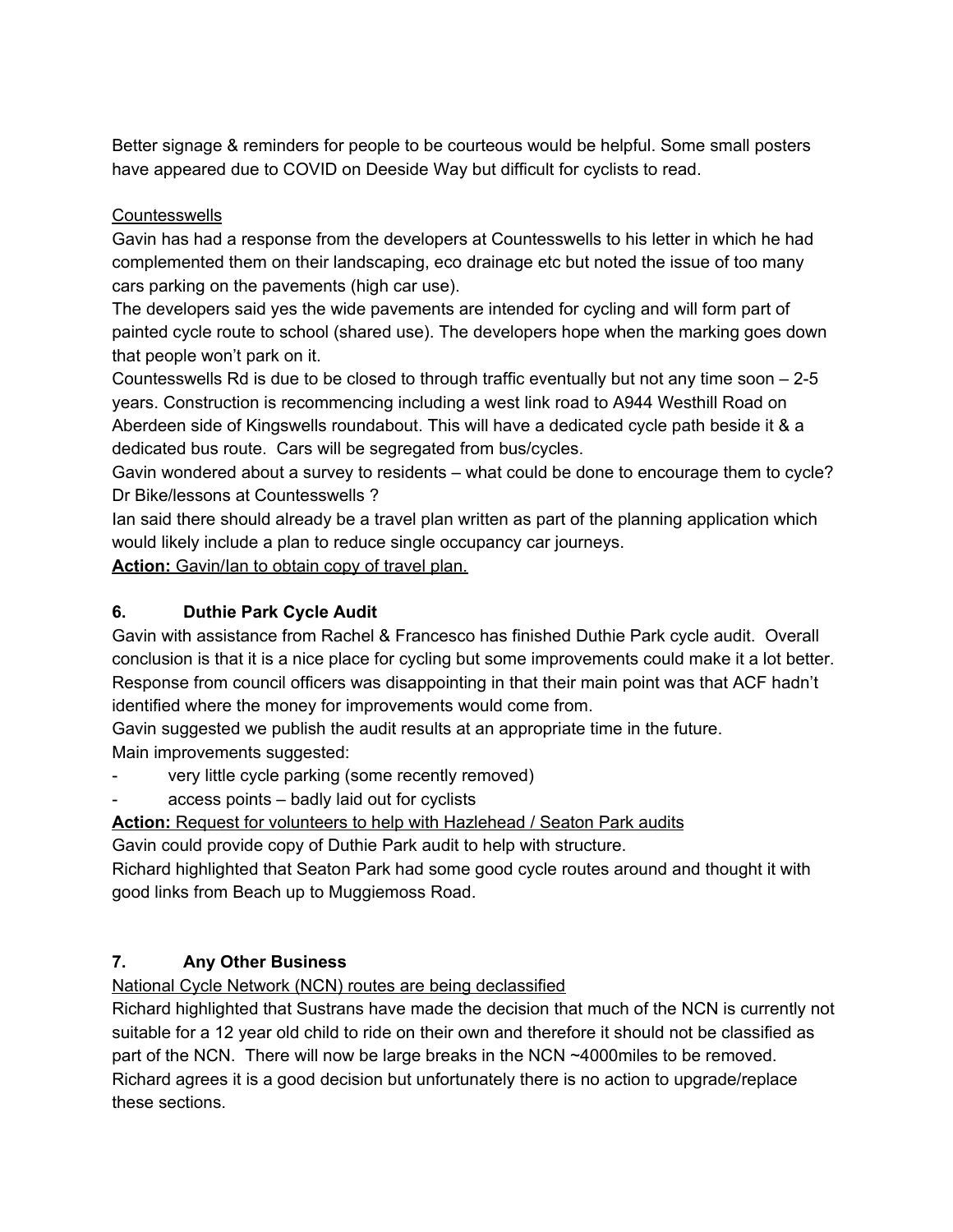Better signage & reminders for people to be courteous would be helpful. Some small posters have appeared due to COVID on Deeside Way but difficult for cyclists to read.

<u>Countesswells</u>

Gavin has had a response from the developers at Countesswells to his letter in which he had complemented them on their landscaping, eco drainage etc but noted the issue of too many cars parking on the pavements (high car use).

The developers said yes the wide pavements are intended for cycling and will form part of painted cycle route to school (shared use). The developers hope when the marking goes down that people won't park on it.

Countesswells Rd is due to be closed to through traffic eventually but not any time soon – 2-5 years. Construction is recommencing including a west link road to A944 Westhill Road on Aberdeen side of Kingswells roundabout. This will have a dedicated cycle path beside it & a dedicated bus route. Cars will be segregated from bus/cycles.

Gavin wondered about a survey to residents – what could be done to encourage them to cycle? Dr Bike/lessons at Countesswells ?

Ian said there should already be a travel plan written as part of the planning application which would likely include a plan to reduce single occupancy car journeys.

**Action:** <u>Gavin/Ian to obtain copy of travel plan.</u>

## 6. Duthie Park Cycle Audit

Gavin with assistance from Rachel & Francesco has finished Duthie Park cycle audit. Overall conclusion is that it is a nice place for cycling but some improvements could make it a lot better. Response from council officers was disappointing in that their main point was that ACF hadn't identified where the money for improvements would come from.

Gavin suggested we publish the audit results at an appropriate time in the future.

Main improvements suggested:

- very little cycle parking (some recently removed)
- access points – badly laid out for cyclists

**Action:** <u>Request for volunteers to help with Hazlehead / Seaton Park audits</u>

Gavin could provide copy of Duthie Park audit to help with structure.

Richard highlighted that Seaton Park had some good cycle routes around and thought it with good links from Beach up to Muggiemoss Road.

## 7. Any Other Business

<u>National Cycle Network (NCN) routes are being declassified</u>

Richard highlighted that Sustrans have made the decision that much of the NCN is currently not suitable for a 12 year old child to ride on their own and therefore it should not be classified as part of the NCN. There will now be large breaks in the NCN ~4000miles to be removed. Richard agrees it is a good decision but unfortunately there is no action to upgrade/replace these sections.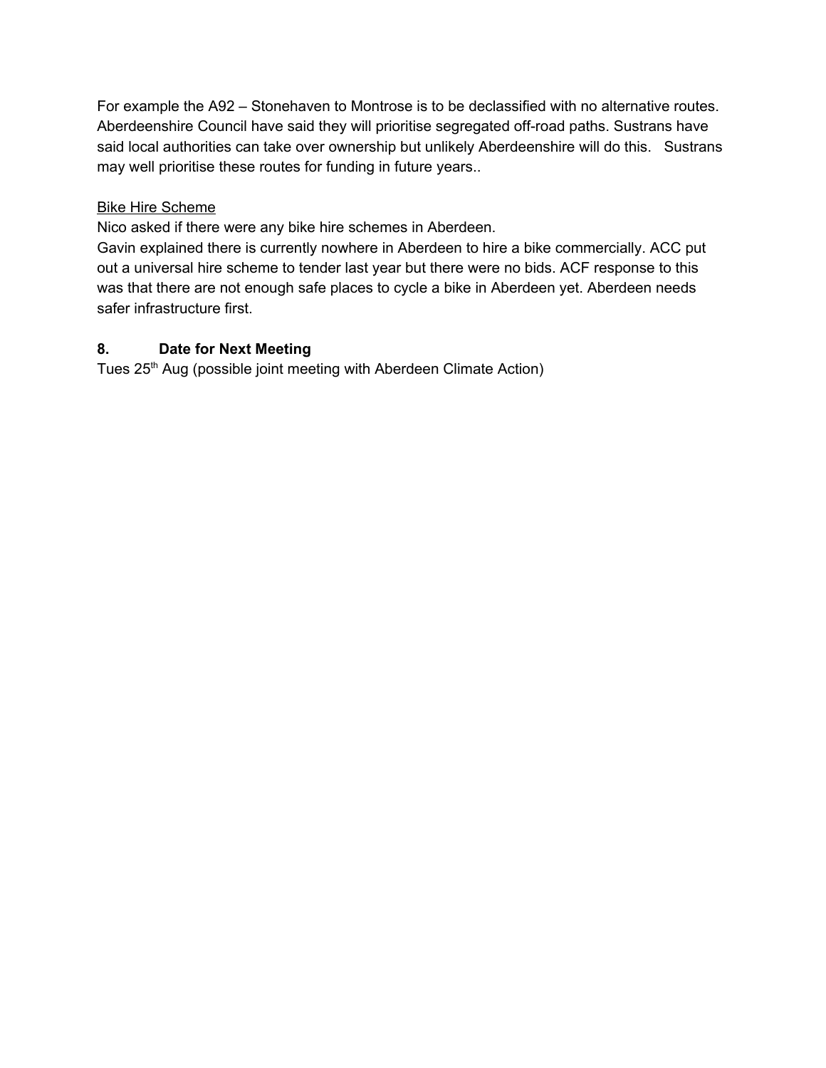For example the A92 – Stonehaven to Montrose is to be declassified with no alternative routes. Aberdeenshire Council have said they will prioritise segregated off-road paths. Sustrans have said local authorities can take over ownership but unlikely Aberdeenshire will do this. Sustrans may well prioritise these routes for funding in future years..

<u>Bike Hire Scheme</u>

Nico asked if there were any bike hire schemes in Aberdeen.

Gavin explained there is currently nowhere in Aberdeen to hire a bike commercially. ACC put out a universal hire scheme to tender last year but there were no bids. ACF response to this was that there are not enough safe places to cycle a bike in Aberdeen yet. Aberdeen needs safer infrastructure first.

## 8. Date for Next Meeting

Tues 25th Aug (possible joint meeting with Aberdeen Climate Action)